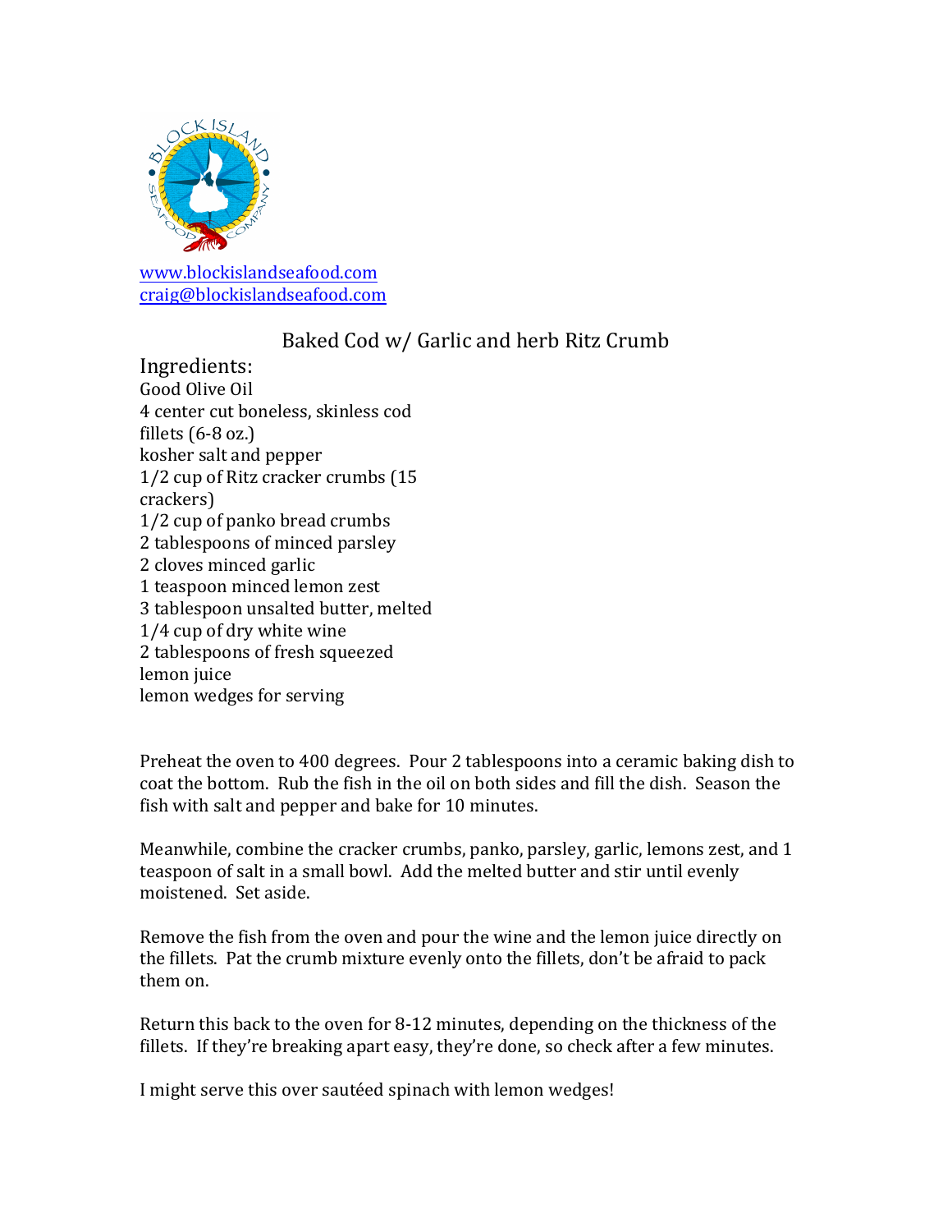www.blockislandseafood.com
craig@blockislandseafood.com

# Baked Cod w/ Garlic and herb Ritz Crumb

## Ingredients:

Good Olive Oil
4 center cut boneless, skinless cod fillets (6-8 oz.)
kosher salt and pepper
1/2 cup of Ritz cracker crumbs (15 crackers)
1/2 cup of panko bread crumbs
2 tablespoons of minced parsley
2 cloves minced garlic
1 teaspoon minced lemon zest
3 tablespoon unsalted butter, melted
1/4 cup of dry white wine
2 tablespoons of fresh squeezed lemon juice
lemon wedges for serving

Preheat the oven to 400 degrees. Pour 2 tablespoons into a ceramic baking dish to coat the bottom. Rub the fish in the oil on both sides and fill the dish. Season the fish with salt and pepper and bake for 10 minutes.

Meanwhile, combine the cracker crumbs, panko, parsley, garlic, lemons zest, and 1 teaspoon of salt in a small bowl. Add the melted butter and stir until evenly moistened. Set aside.

Remove the fish from the oven and pour the wine and the lemon juice directly on the fillets. Pat the crumb mixture evenly onto the fillets, don't be afraid to pack them on.

Return this back to the oven for 8-12 minutes, depending on the thickness of the fillets. If they're breaking apart easy, they're done, so check after a few minutes.

I might serve this over sautéed spinach with lemon wedges!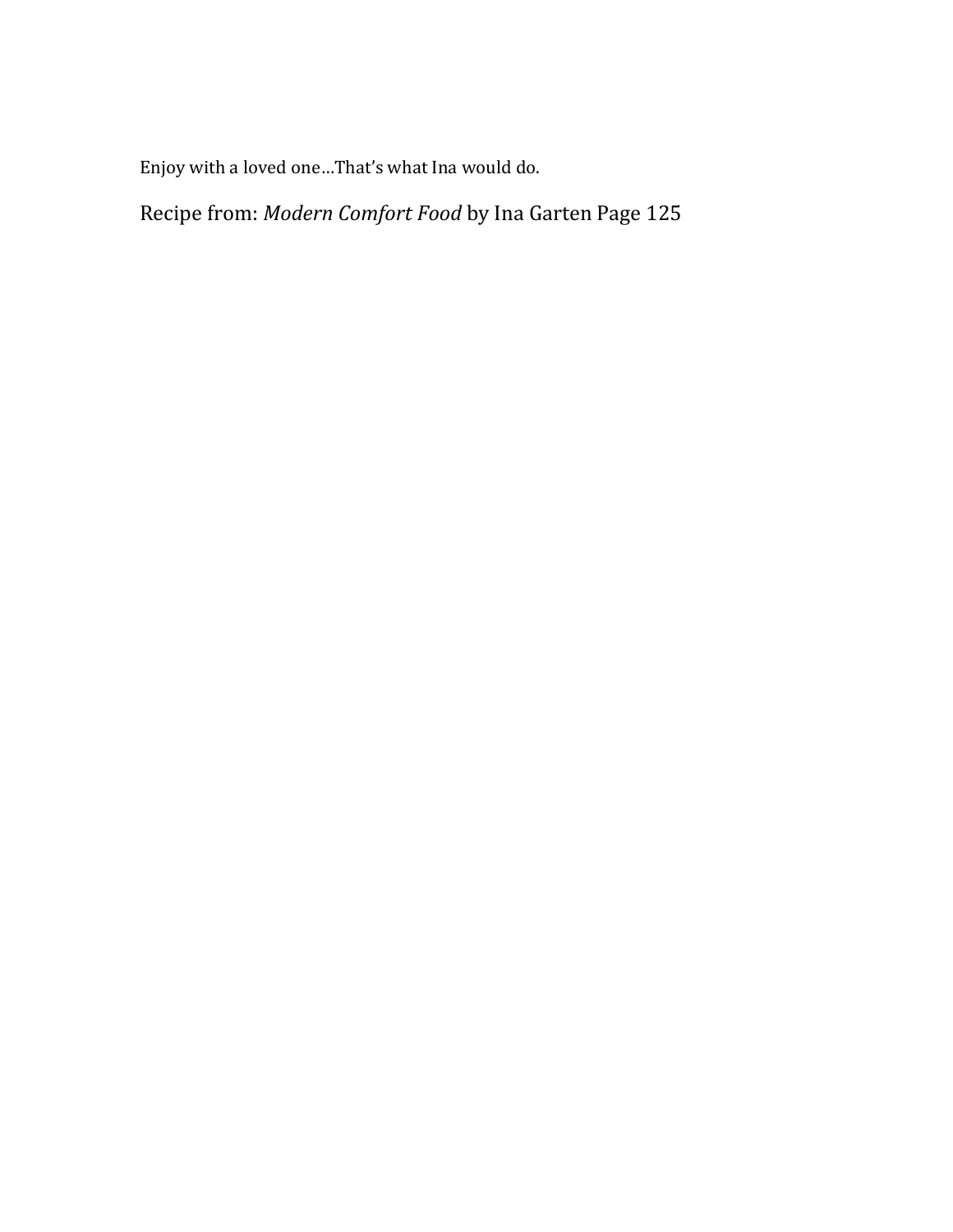Enjoy with a loved one…That's what Ina would do.

Recipe from: *Modern Comfort Food* by Ina Garten Page 125